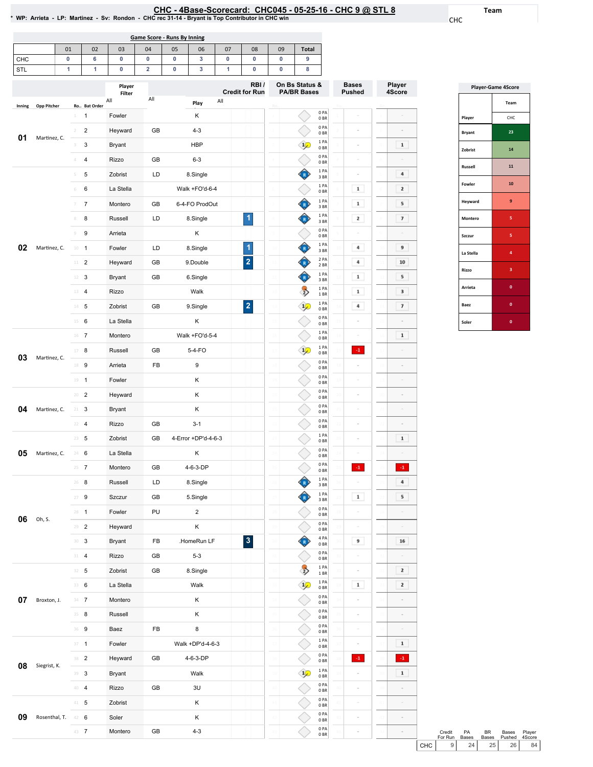# CHC - 4Base-Scorecard: CHC045 - 05-25-16 - CHC 9 @ STL 8

\* WP: Arrieta - LP: Martinez - Sv: Rondon - CHC rec 31-14 - Bryant is Top Contributor in CHC win

Team: CHC

**Game Score - Runs By Inning**

| | 01 | 02 | 03 | 04 | 05 | 06 | 07 | 08 | 09 | Total |
|---|---|---|---|---|---|---|---|---|---|---|
| CHC | 0 | 6 | 0 | 0 | 0 | 3 | 0 | 0 | 0 | 9 |
| STL | 1 | 1 | 0 | 2 | 0 | 3 | 1 | 0 | 0 | 8 |

| Inning | Opp Pitcher | Ro.. | Bat Order | Player | | Play | RBI / Credit for Run | On Bs Status & PA/BR Bases | Bases Pushed | Player 4Score |
|---|---|---|---|---|---|---|---|---|---|---|
| 01 | Martinez, C. | 1 | 1 | Fowler | | K | | 0 PA 0 BR | - | - |
| | | 2 | 2 | Heyward | GB | 4-3 | | 0 PA 0 BR | - | - |
| | | 3 | 3 | Bryant | | HBP | | 1 PA 0 BR | - | 1 |
| | | 4 | 4 | Rizzo | GB | 6-3 | | 0 PA 0 BR | - | - |
| 02 | Martinez, C. | 5 | 5 | Zobrist | LD | 8.Single | | 1 PA 3 BR | - | 4 |
| | | 6 | 6 | La Stella | | Walk +FO'd-6-4 | | 1 PA 0 BR | 1 | 2 |
| | | 7 | 7 | Montero | GB | 6-4-FO ProdOut | | 1 PA 3 BR | 1 | 5 |
| | | 8 | 8 | Russell | LD | 8.Single | 1 | 1 PA 3 BR | 2 | 7 |
| | | 9 | 9 | Arrieta | | K | | 0 PA 0 BR | - | - |
| | | 10 | 1 | Fowler | LD | 8.Single | 1 | 1 PA 3 BR | 4 | 9 |
| | | 11 | 2 | Heyward | GB | 9.Double | 2 | 2 PA 2 BR | 4 | 10 |
| | | 12 | 3 | Bryant | GB | 6.Single | | 1 PA 3 BR | 1 | 5 |
| | | 13 | 4 | Rizzo | | Walk | | 1 PA 1 BR | 1 | 3 |
| | | 14 | 5 | Zobrist | GB | 9.Single | 2 | 1 PA 0 BR | 4 | 7 |
| | | 15 | 6 | La Stella | | K | | 0 PA 0 BR | - | - |
| 03 | Martinez, C. | 16 | 7 | Montero | | Walk +FO'd-5-4 | | 1 PA 0 BR | - | 1 |
| | | 17 | 8 | Russell | GB | 5-4-FO | | 1 PA 0 BR | -1 | - |
| | | 18 | 9 | Arrieta | FB | 9 | | 0 PA 0 BR | - | - |
| | | 19 | 1 | Fowler | | K | | 0 PA 0 BR | - | - |
| 04 | Martinez, C. | 20 | 2 | Heyward | | K | | 0 PA 0 BR | - | - |
| | | 21 | 3 | Bryant | | K | | 0 PA 0 BR | - | - |
| | | 22 | 4 | Rizzo | GB | 3-1 | | 0 PA 0 BR | - | - |
| 05 | Martinez, C. | 23 | 5 | Zobrist | GB | 4-Error +DP'd-4-6-3 | | 1 PA 0 BR | - | 1 |
| | | 24 | 6 | La Stella | | K | | 0 PA 0 BR | - | - |
| | | 25 | 7 | Montero | GB | 4-6-3-DP | | 0 PA 0 BR | -1 | -1 |
| 06 | Oh, S. | 26 | 8 | Russell | LD | 8.Single | | 1 PA 3 BR | - | 4 |
| | | 27 | 9 | Szczur | GB | 5.Single | | 1 PA 3 BR | 1 | 5 |
| | | 28 | 1 | Fowler | PU | 2 | | 0 PA 0 BR | - | - |
| | | 29 | 2 | Heyward | | K | | 0 PA 0 BR | - | - |
| | | 30 | 3 | Bryant | FB | .HomeRun LF | 3 | 4 PA 0 BR | 9 | 16 |
| | | 31 | 4 | Rizzo | GB | 5-3 | | 0 PA 0 BR | - | - |
| 07 | Broxton, J. | 32 | 5 | Zobrist | GB | 8.Single | | 1 PA 1 BR | - | 2 |
| | | 33 | 6 | La Stella | | Walk | | 1 PA 0 BR | 1 | 2 |
| | | 34 | 7 | Montero | | K | | 0 PA 0 BR | - | - |
| | | 35 | 8 | Russell | | K | | 0 PA 0 BR | - | - |
| | | 36 | 9 | Baez | FB | 8 | | 0 PA 0 BR | - | - |
| 08 | Siegrist, K. | 37 | 1 | Fowler | | Walk +DP'd-4-6-3 | | 1 PA 0 BR | - | 1 |
| | | 38 | 2 | Heyward | GB | 4-6-3-DP | | 0 PA 0 BR | -1 | -1 |
| | | 39 | 3 | Bryant | | Walk | | 1 PA 0 BR | - | 1 |
| | | 40 | 4 | Rizzo | GB | 3U | | 0 PA 0 BR | - | - |
| 09 | Rosenthal, T. | 41 | 5 | Zobrist | | K | | 0 PA 0 BR | - | - |
| | | 42 | 6 | Soler | | K | | 0 PA 0 BR | - | - |
| | | 43 | 7 | Montero | GB | 4-3 | | 0 PA 0 BR | - | - |

**Player-Game 4Score**

| Player | Team CHC |
|---|---|
| Bryant | 23 |
| Zobrist | 14 |
| Russell | 11 |
| Fowler | 10 |
| Heyward | 9 |
| Montero | 5 |
| Szczur | 5 |
| La Stella | 4 |
| Rizzo | 3 |
| Arrieta | 0 |
| Baez | 0 |
| Soler | 0 |

| | Credit For Run | PA Bases | BR Bases | Bases Pushed | Player 4Score |
|---|---|---|---|---|---|
| CHC | 9 | 24 | 25 | 26 | 84 |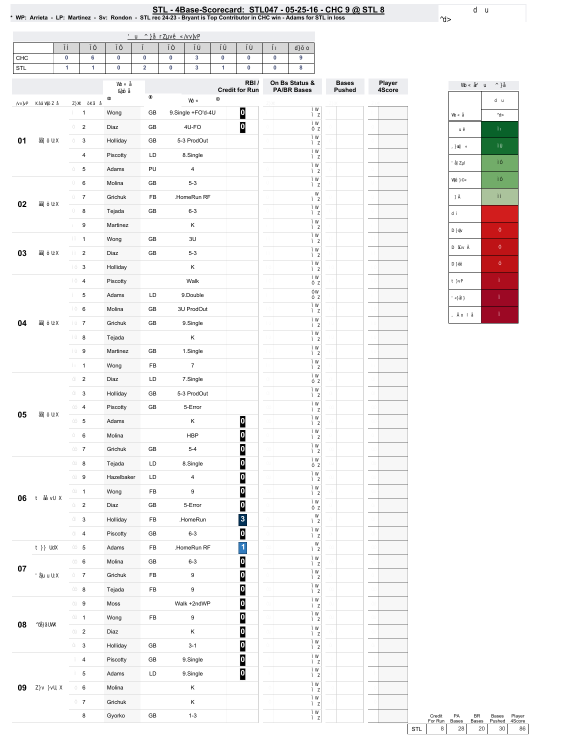# STL - 4Base-Scorecard: STL047 - 05-25-16 - CHC 9 @ STL 8

* WP: Arrieta - LP: Martinez - Sv: Rondon - STL rec 24-23 - Bryant is Top Contributor in CHC win - Adams for STL in loss

| | 01 | 02 | 03 | 04 | 05 | 06 | 07 | 08 | 09 | Total |
|---|---|---|---|---|---|---|---|---|---|---|
| CHC | 0 | 6 | 0 | 0 | 0 | 3 | 0 | 0 | 0 | 9 |
| STL | 1 | 1 | 0 | 2 | 0 | 3 | 1 | 0 | 0 | 8 |

| Inning | # | Player | | Play | RBI / Credit for Run |
|---|---|---|---|---|---|
| 01 | 1 | Wong | GB | 9.Single +FO'd-4U | 0 |
| | 2 | Diaz | GB | 4U-FO | 0 |
| | 3 | Holliday | GB | 5-3 ProdOut | |
| | 4 | Piscotty | LD | 8.Single | |
| | 5 | Adams | PU | 4 | |
| 02 | 6 | Molina | GB | 5-3 | |
| | 7 | Grichuk | FB | .HomeRun RF | |
| | 8 | Tejada | GB | 6-3 | |
| | 9 | Martinez | | K | |
| 03 | 1 | Wong | GB | 3U | |
| | 2 | Diaz | GB | 5-3 | |
| | 3 | Holliday | | K | |
| 04 | 4 | Piscotty | | Walk | |
| | 5 | Adams | LD | 9.Double | |
| | 6 | Molina | GB | 3U ProdOut | |
| | 7 | Grichuk | GB | 9.Single | |
| | 8 | Tejada | | K | |
| | 9 | Martinez | GB | 1.Single | |
| | 1 | Wong | FB | 7 | |
| 05 | 2 | Diaz | LD | 7.Single | |
| | 3 | Holliday | GB | 5-3 ProdOut | |
| | 4 | Piscotty | GB | 5-Error | |
| | 5 | Adams | | K | 0 |
| | 6 | Molina | | HBP | 0 |
| | 7 | Grichuk | GB | 5-4 | 0 |
| 06 | 8 | Tejada | LD | 8.Single | 0 |
| | 9 | Hazelbaker | LD | 4 | 0 |
| | 1 | Wong | FB | 9 | 0 |
| | 2 | Diaz | GB | 5-Error | 0 |
| | 3 | Holliday | FB | .HomeRun | 3 |
| | 4 | Piscotty | GB | 6-3 | 0 |
| 07 | 5 | Adams | FB | .HomeRun RF | 1 |
| | 6 | Molina | GB | 6-3 | 0 |
| | 7 | Grichuk | FB | 9 | 0 |
| | 8 | Tejada | FB | 9 | 0 |
| 08 | 9 | Moss | | Walk +2ndWP | 0 |
| | 1 | Wong | FB | 9 | 0 |
| | 2 | Diaz | | K | 0 |
| | 3 | Holliday | GB | 3-1 | 0 |
| 09 | 4 | Piscotty | GB | 9.Single | 0 |
| | 5 | Adams | LD | 9.Single | 0 |
| | 6 | Molina | | K | |
| | 7 | Grichuk | | K | |
| | 8 | Gyorko | GB | 1-3 | |

| | Credit For Run | PA Bases | BR Bases | Bases Pushed | Player 4Score |
|---|---|---|---|---|---|
| STL | 8 | 28 | 20 | 30 | 86 |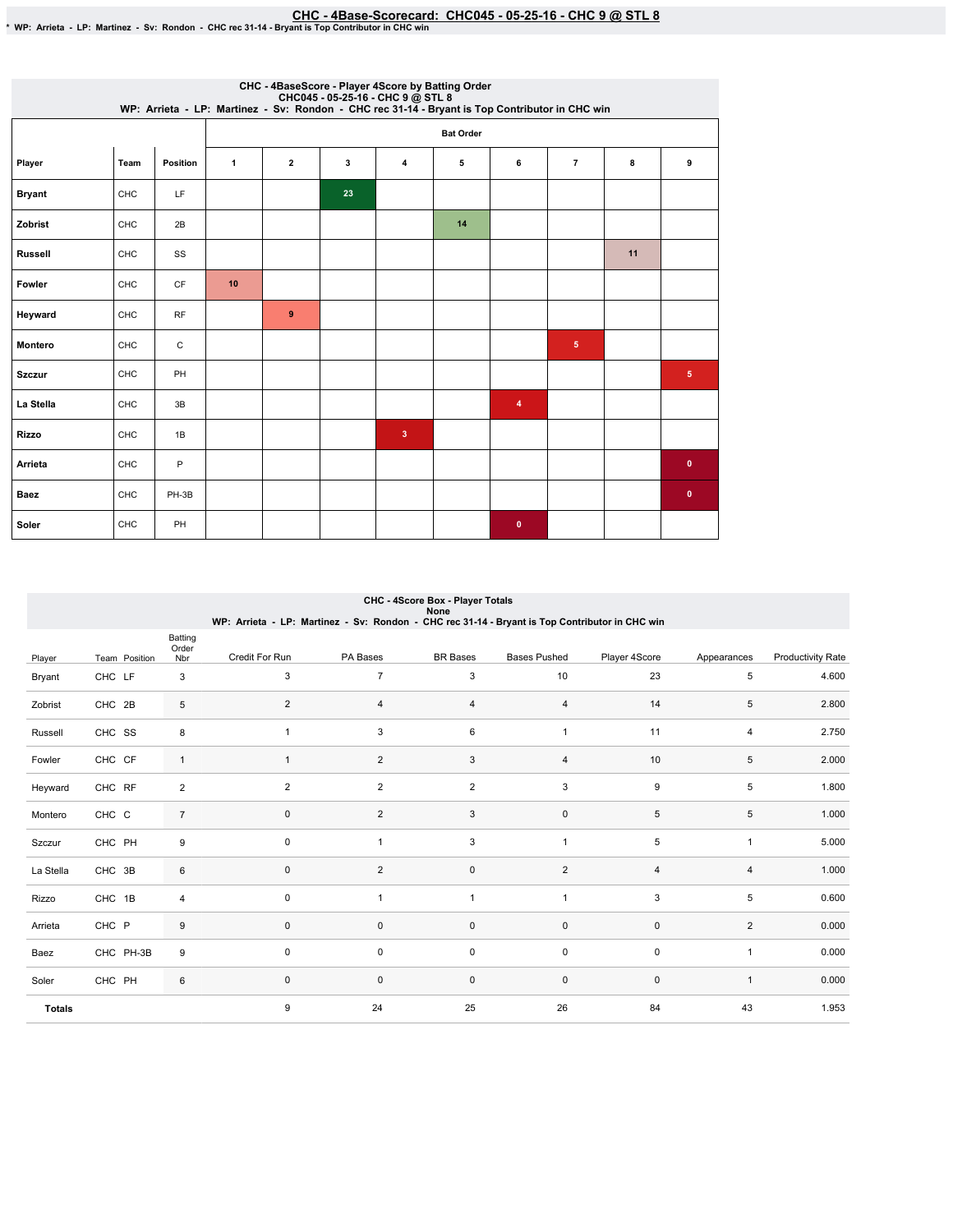# CHC - 4Base-Scorecard: CHC045 - 05-25-16 - CHC 9 @ STL 8

* WP: Arrieta - LP: Martinez - Sv: Rondon - CHC rec 31-14 - Bryant is Top Contributor in CHC win

## CHC - 4BaseScore - Player 4Score by Batting Order
CHC045 - 05-25-16 - CHC 9 @ STL 8
WP: Arrieta - LP: Martinez - Sv: Rondon - CHC rec 31-14 - Bryant is Top Contributor in CHC win

| Player | Team | Position | Bat Order | | | | | | | | |
|---|---|---|---|---|---|---|---|---|---|---|---|
| | | | 1 | 2 | 3 | 4 | 5 | 6 | 7 | 8 | 9 |
| Bryant | CHC | LF | | | 23 | | | | | | |
| Zobrist | CHC | 2B | | | | | 14 | | | | |
| Russell | CHC | SS | | | | | | | | 11 | |
| Fowler | CHC | CF | 10 | | | | | | | | |
| Heyward | CHC | RF | | 9 | | | | | | | |
| Montero | CHC | C | | | | | | | 5 | | |
| Szczur | CHC | PH | | | | | | | | | 5 |
| La Stella | CHC | 3B | | | | | | 4 | | | |
| Rizzo | CHC | 1B | | | | 3 | | | | | |
| Arrieta | CHC | P | | | | | | | | | 0 |
| Baez | CHC | PH-3B | | | | | | | | | 0 |
| Soler | CHC | PH | | | | | | 0 | | | |

## CHC - 4Score Box - Player Totals
None
WP: Arrieta - LP: Martinez - Sv: Rondon - CHC rec 31-14 - Bryant is Top Contributor in CHC win

| Player | Team | Position | Batting Order Nbr | Credit For Run | PA Bases | BR Bases | Bases Pushed | Player 4Score | Appearances | Productivity Rate |
|---|---|---|---|---|---|---|---|---|---|---|
| Bryant | CHC | LF | 3 | 3 | 7 | 3 | 10 | 23 | 5 | 4.600 |
| Zobrist | CHC | 2B | 5 | 2 | 4 | 4 | 4 | 14 | 5 | 2.800 |
| Russell | CHC | SS | 8 | 1 | 3 | 6 | 1 | 11 | 4 | 2.750 |
| Fowler | CHC | CF | 1 | 1 | 2 | 3 | 4 | 10 | 5 | 2.000 |
| Heyward | CHC | RF | 2 | 2 | 2 | 2 | 3 | 9 | 5 | 1.800 |
| Montero | CHC | C | 7 | 0 | 2 | 3 | 0 | 5 | 5 | 1.000 |
| Szczur | CHC | PH | 9 | 0 | 1 | 3 | 1 | 5 | 1 | 5.000 |
| La Stella | CHC | 3B | 6 | 0 | 2 | 0 | 2 | 4 | 4 | 1.000 |
| Rizzo | CHC | 1B | 4 | 0 | 1 | 1 | 1 | 3 | 5 | 0.600 |
| Arrieta | CHC | P | 9 | 0 | 0 | 0 | 0 | 0 | 2 | 0.000 |
| Baez | CHC | PH-3B | 9 | 0 | 0 | 0 | 0 | 0 | 1 | 0.000 |
| Soler | CHC | PH | 6 | 0 | 0 | 0 | 0 | 0 | 1 | 0.000 |
| **Totals** | | | | 9 | 24 | 25 | 26 | 84 | 43 | 1.953 |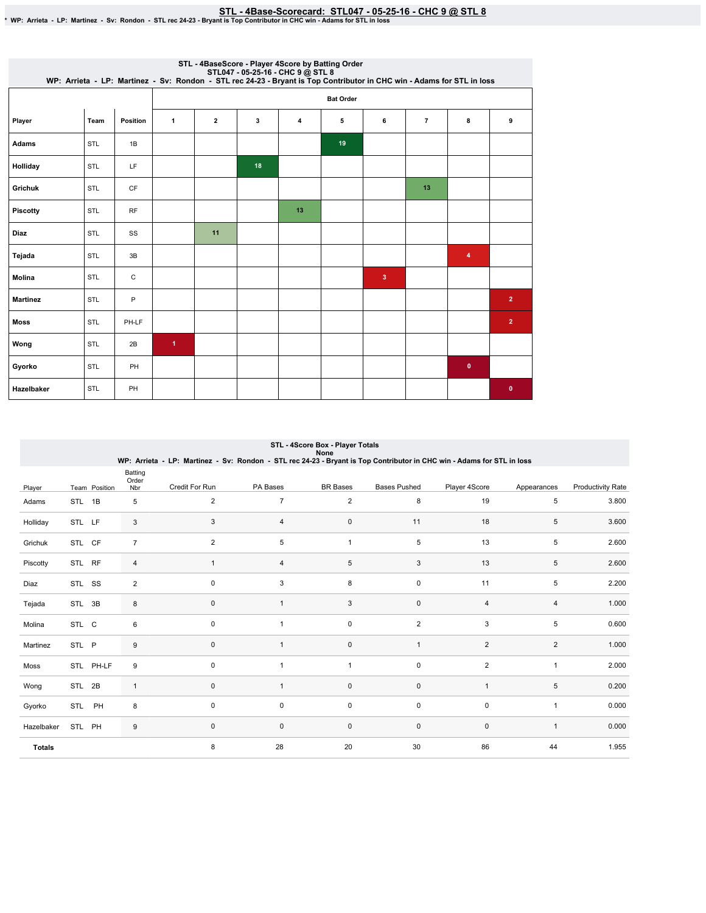# STL - 4Base-Scorecard: STL047 - 05-25-16 - CHC 9 @ STL 8

\* WP: Arrieta - LP: Martinez - Sv: Rondon - STL rec 24-23 - Bryant is Top Contributor in CHC win - Adams for STL in loss

## STL - 4BaseScore - Player 4Score by Batting Order

STL047 - 05-25-16 - CHC 9 @ STL 8

WP: Arrieta - LP: Martinez - Sv: Rondon - STL rec 24-23 - Bryant is Top Contributor in CHC win - Adams for STL in loss

| Player | Team | Position | Bat Order 1 | 2 | 3 | 4 | 5 | 6 | 7 | 8 | 9 |
|---|---|---|---|---|---|---|---|---|---|---|---|
| Adams | STL | 1B | | | | | 19 | | | | |
| Holliday | STL | LF | | | 18 | | | | | | |
| Grichuk | STL | CF | | | | | | | 13 | | |
| Piscotty | STL | RF | | | | 13 | | | | | |
| Diaz | STL | SS | | 11 | | | | | | | |
| Tejada | STL | 3B | | | | | | | | 4 | |
| Molina | STL | C | | | | | | 3 | | | |
| Martinez | STL | P | | | | | | | | | 2 |
| Moss | STL | PH-LF | | | | | | | | | 2 |
| Wong | STL | 2B | 1 | | | | | | | | |
| Gyorko | STL | PH | | | | | | | | 0 | |
| Hazelbaker | STL | PH | | | | | | | | | 0 |

## STL - 4Score Box - Player Totals

None

WP: Arrieta - LP: Martinez - Sv: Rondon - STL rec 24-23 - Bryant is Top Contributor in CHC win - Adams for STL in loss

| Player | Team | Position | Batting Order Nbr | Credit For Run | PA Bases | BR Bases | Bases Pushed | Player 4Score | Appearances | Productivity Rate |
|---|---|---|---|---|---|---|---|---|---|---|
| Adams | STL | 1B | 5 | 2 | 7 | 2 | 8 | 19 | 5 | 3.800 |
| Holliday | STL | LF | 3 | 3 | 4 | 0 | 11 | 18 | 5 | 3.600 |
| Grichuk | STL | CF | 7 | 2 | 5 | 1 | 5 | 13 | 5 | 2.600 |
| Piscotty | STL | RF | 4 | 1 | 4 | 5 | 3 | 13 | 5 | 2.600 |
| Diaz | STL | SS | 2 | 0 | 3 | 8 | 0 | 11 | 5 | 2.200 |
| Tejada | STL | 3B | 8 | 0 | 1 | 3 | 0 | 4 | 4 | 1.000 |
| Molina | STL | C | 6 | 0 | 1 | 0 | 2 | 3 | 5 | 0.600 |
| Martinez | STL | P | 9 | 0 | 1 | 0 | 1 | 2 | 2 | 1.000 |
| Moss | STL | PH-LF | 9 | 0 | 1 | 1 | 0 | 2 | 1 | 2.000 |
| Wong | STL | 2B | 1 | 0 | 1 | 0 | 0 | 1 | 5 | 0.200 |
| Gyorko | STL | PH | 8 | 0 | 0 | 0 | 0 | 0 | 1 | 0.000 |
| Hazelbaker | STL | PH | 9 | 0 | 0 | 0 | 0 | 0 | 1 | 0.000 |
| **Totals** | | | | 8 | 28 | 20 | 30 | 86 | 44 | 1.955 |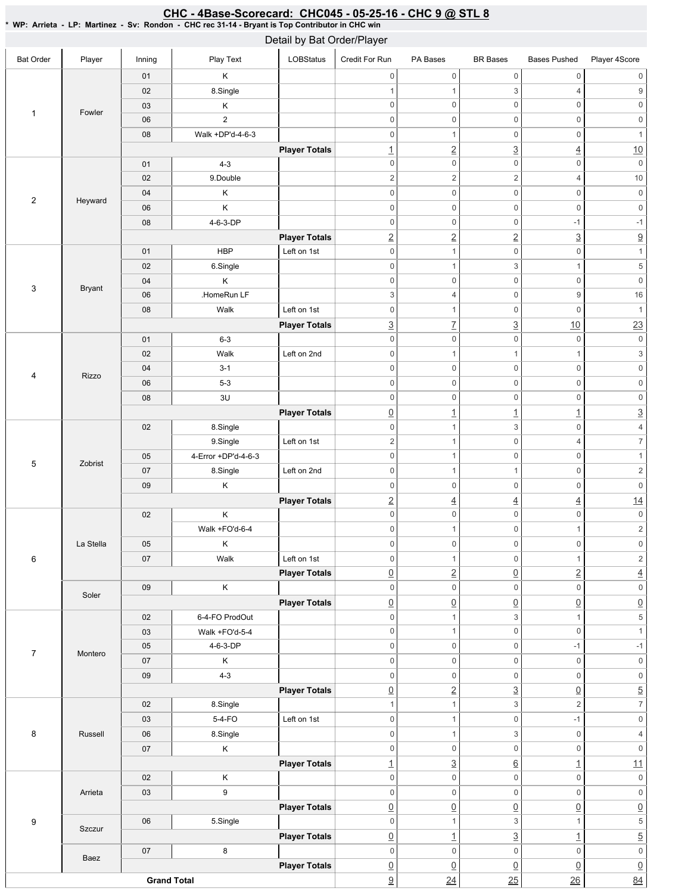## CHC - 4Base-Scorecard: CHC045 - 05-25-16 - CHC 9 @ STL 8

* WP: Arrieta - LP: Martinez - Sv: Rondon - CHC rec 31-14 - Bryant is Top Contributor in CHC win

### Detail by Bat Order/Player

| Bat Order | Player | Inning | Play Text | LOBStatus | Credit For Run | PA Bases | BR Bases | Bases Pushed | Player 4Score |
|---|---|---|---|---|---|---|---|---|---|
| 1 | Fowler | 01 | K | | 0 | 0 | 0 | 0 | 0 |
| | | 02 | 8.Single | | 1 | 1 | 3 | 4 | 9 |
| | | 03 | K | | 0 | 0 | 0 | 0 | 0 |
| | | 06 | 2 | | 0 | 0 | 0 | 0 | 0 |
| | | 08 | Walk +DP'd-4-6-3 | | 0 | 1 | 0 | 0 | 1 |
| | | | | **Player Totals** | 1 | 2 | 3 | 4 | 10 |
| 2 | Heyward | 01 | 4-3 | | 0 | 0 | 0 | 0 | 0 |
| | | 02 | 9.Double | | 2 | 2 | 2 | 4 | 10 |
| | | 04 | K | | 0 | 0 | 0 | 0 | 0 |
| | | 06 | K | | 0 | 0 | 0 | 0 | 0 |
| | | 08 | 4-6-3-DP | | 0 | 0 | 0 | -1 | -1 |
| | | | | **Player Totals** | 2 | 2 | 2 | 3 | 9 |
| 3 | Bryant | 01 | HBP | Left on 1st | 0 | 1 | 0 | 0 | 1 |
| | | 02 | 6.Single | | 0 | 1 | 3 | 1 | 5 |
| | | 04 | K | | 0 | 0 | 0 | 0 | 0 |
| | | 06 | .HomeRun LF | | 3 | 4 | 0 | 9 | 16 |
| | | 08 | Walk | Left on 1st | 0 | 1 | 0 | 0 | 1 |
| | | | | **Player Totals** | 3 | 7 | 3 | 10 | 23 |
| 4 | Rizzo | 01 | 6-3 | | 0 | 0 | 0 | 0 | 0 |
| | | 02 | Walk | Left on 2nd | 0 | 1 | 1 | 1 | 3 |
| | | 04 | 3-1 | | 0 | 0 | 0 | 0 | 0 |
| | | 06 | 5-3 | | 0 | 0 | 0 | 0 | 0 |
| | | 08 | 3U | | 0 | 0 | 0 | 0 | 0 |
| | | | | **Player Totals** | 0 | 1 | 1 | 1 | 3 |
| 5 | Zobrist | 02 | 8.Single | | 0 | 1 | 3 | 0 | 4 |
| | | | 9.Single | Left on 1st | 2 | 1 | 0 | 4 | 7 |
| | | 05 | 4-Error +DP'd-4-6-3 | | 0 | 1 | 0 | 0 | 1 |
| | | 07 | 8.Single | Left on 2nd | 0 | 1 | 1 | 0 | 2 |
| | | 09 | K | | 0 | 0 | 0 | 0 | 0 |
| | | | | **Player Totals** | 2 | 4 | 4 | 4 | 14 |
| 6 | La Stella | 02 | K | | 0 | 0 | 0 | 0 | 0 |
| | | | Walk +FO'd-6-4 | | 0 | 1 | 0 | 1 | 2 |
| | | 05 | K | | 0 | 0 | 0 | 0 | 0 |
| | | 07 | Walk | Left on 1st | 0 | 1 | 0 | 1 | 2 |
| | | | | **Player Totals** | 0 | 2 | 0 | 2 | 4 |
| | Soler | 09 | K | | 0 | 0 | 0 | 0 | 0 |
| | | | | **Player Totals** | 0 | 0 | 0 | 0 | 0 |
| 7 | Montero | 02 | 6-4-FO ProdOut | | 0 | 1 | 3 | 1 | 5 |
| | | 03 | Walk +FO'd-5-4 | | 0 | 1 | 0 | 0 | 1 |
| | | 05 | 4-6-3-DP | | 0 | 0 | 0 | -1 | -1 |
| | | 07 | K | | 0 | 0 | 0 | 0 | 0 |
| | | 09 | 4-3 | | 0 | 0 | 0 | 0 | 0 |
| | | | | **Player Totals** | 0 | 2 | 3 | 0 | 5 |
| 8 | Russell | 02 | 8.Single | | 1 | 1 | 3 | 2 | 7 |
| | | 03 | 5-4-FO | Left on 1st | 0 | 1 | 0 | -1 | 0 |
| | | 06 | 8.Single | | 0 | 1 | 3 | 0 | 4 |
| | | 07 | K | | 0 | 0 | 0 | 0 | 0 |
| | | | | **Player Totals** | 1 | 3 | 6 | 1 | 11 |
| 9 | Arrieta | 02 | K | | 0 | 0 | 0 | 0 | 0 |
| | | 03 | 9 | | 0 | 0 | 0 | 0 | 0 |
| | | | | **Player Totals** | 0 | 0 | 0 | 0 | 0 |
| | Szczur | 06 | 5.Single | | 0 | 1 | 3 | 1 | 5 |
| | | | | **Player Totals** | 0 | 1 | 3 | 1 | 5 |
| | Baez | 07 | 8 | | 0 | 0 | 0 | 0 | 0 |
| | | | | **Player Totals** | 0 | 0 | 0 | 0 | 0 |
| **Grand Total** | | | | | 9 | 24 | 25 | 26 | 84 |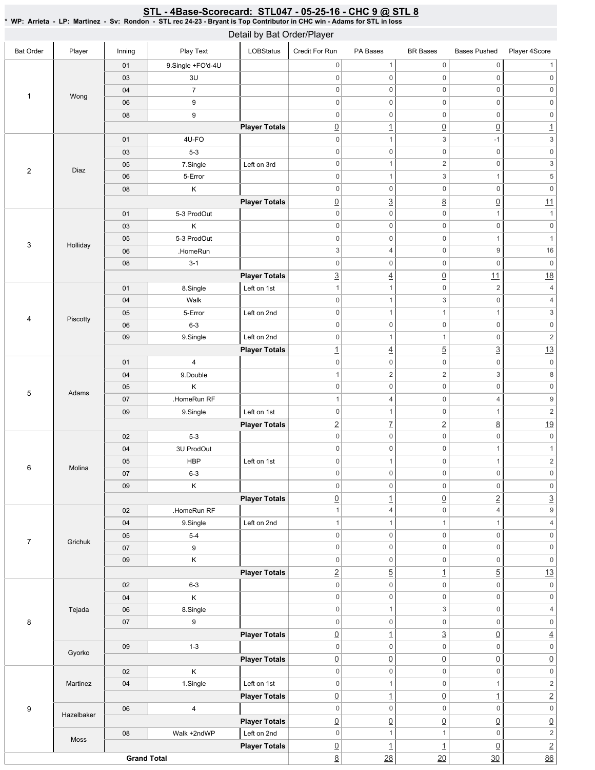## STL - 4Base-Scorecard: STL047 - 05-25-16 - CHC 9 @ STL 8

**\* WP: Arrieta - LP: Martinez - Sv: Rondon - STL rec 24-23 - Bryant is Top Contributor in CHC win - Adams for STL in loss**

### Detail by Bat Order/Player

| Bat Order | Player | Inning | Play Text | LOBStatus | Credit For Run | PA Bases | BR Bases | Bases Pushed | Player 4Score |
|---|---|---|---|---|---|---|---|---|---|
| 1 | Wong | 01 | 9.Single +FO'd-4U | | 0 | 1 | 0 | 0 | 1 |
| | | 03 | 3U | | 0 | 0 | 0 | 0 | 0 |
| | | 04 | 7 | | 0 | 0 | 0 | 0 | 0 |
| | | 06 | 9 | | 0 | 0 | 0 | 0 | 0 |
| | | 08 | 9 | | 0 | 0 | 0 | 0 | 0 |
| | | | | **Player Totals** | 0 | 1 | 0 | 0 | 1 |
| 2 | Diaz | 01 | 4U-FO | | 0 | 1 | 3 | -1 | 3 |
| | | 03 | 5-3 | | 0 | 0 | 0 | 0 | 0 |
| | | 05 | 7.Single | Left on 3rd | 0 | 1 | 2 | 0 | 3 |
| | | 06 | 5-Error | | 0 | 1 | 3 | 1 | 5 |
| | | 08 | K | | 0 | 0 | 0 | 0 | 0 |
| | | | | **Player Totals** | 0 | 3 | 8 | 0 | 11 |
| 3 | Holliday | 01 | 5-3 ProdOut | | 0 | 0 | 0 | 1 | 1 |
| | | 03 | K | | 0 | 0 | 0 | 0 | 0 |
| | | 05 | 5-3 ProdOut | | 0 | 0 | 0 | 1 | 1 |
| | | 06 | .HomeRun | | 3 | 4 | 0 | 9 | 16 |
| | | 08 | 3-1 | | 0 | 0 | 0 | 0 | 0 |
| | | | | **Player Totals** | 3 | 4 | 0 | 11 | 18 |
| 4 | Piscotty | 01 | 8.Single | Left on 1st | 1 | 1 | 0 | 2 | 4 |
| | | 04 | Walk | | 0 | 1 | 3 | 0 | 4 |
| | | 05 | 5-Error | Left on 2nd | 0 | 1 | 1 | 1 | 3 |
| | | 06 | 6-3 | | 0 | 0 | 0 | 0 | 0 |
| | | 09 | 9.Single | Left on 2nd | 0 | 1 | 1 | 0 | 2 |
| | | | | **Player Totals** | 1 | 4 | 5 | 3 | 13 |
| 5 | Adams | 01 | 4 | | 0 | 0 | 0 | 0 | 0 |
| | | 04 | 9.Double | | 1 | 2 | 2 | 3 | 8 |
| | | 05 | K | | 0 | 0 | 0 | 0 | 0 |
| | | 07 | .HomeRun RF | | 1 | 4 | 0 | 4 | 9 |
| | | 09 | 9.Single | Left on 1st | 0 | 1 | 0 | 1 | 2 |
| | | | | **Player Totals** | 2 | 7 | 2 | 8 | 19 |
| 6 | Molina | 02 | 5-3 | | 0 | 0 | 0 | 0 | 0 |
| | | 04 | 3U ProdOut | | 0 | 0 | 0 | 1 | 1 |
| | | 05 | HBP | Left on 1st | 0 | 1 | 0 | 1 | 2 |
| | | 07 | 6-3 | | 0 | 0 | 0 | 0 | 0 |
| | | 09 | K | | 0 | 0 | 0 | 0 | 0 |
| | | | | **Player Totals** | 0 | 1 | 0 | 2 | 3 |
| 7 | Grichuk | 02 | .HomeRun RF | | 1 | 4 | 0 | 4 | 9 |
| | | 04 | 9.Single | Left on 2nd | 1 | 1 | 1 | 1 | 4 |
| | | 05 | 5-4 | | 0 | 0 | 0 | 0 | 0 |
| | | 07 | 9 | | 0 | 0 | 0 | 0 | 0 |
| | | 09 | K | | 0 | 0 | 0 | 0 | 0 |
| | | | | **Player Totals** | 2 | 5 | 1 | 5 | 13 |
| 8 | Tejada | 02 | 6-3 | | 0 | 0 | 0 | 0 | 0 |
| | | 04 | K | | 0 | 0 | 0 | 0 | 0 |
| | | 06 | 8.Single | | 0 | 1 | 3 | 0 | 4 |
| | | 07 | 9 | | 0 | 0 | 0 | 0 | 0 |
| | | | | **Player Totals** | 0 | 1 | 3 | 0 | 4 |
| | Gyorko | 09 | 1-3 | | 0 | 0 | 0 | 0 | 0 |
| | | | | **Player Totals** | 0 | 0 | 0 | 0 | 0 |
| 9 | Martinez | 02 | K | | 0 | 0 | 0 | 0 | 0 |
| | | 04 | 1.Single | Left on 1st | 0 | 1 | 0 | 1 | 2 |
| | | | | **Player Totals** | 0 | 1 | 0 | 1 | 2 |
| | Hazelbaker | 06 | 4 | | 0 | 0 | 0 | 0 | 0 |
| | | | | **Player Totals** | 0 | 0 | 0 | 0 | 0 |
| | Moss | 08 | Walk +2ndWP | Left on 2nd | 0 | 1 | 1 | 0 | 2 |
| | | | | **Player Totals** | 0 | 1 | 1 | 0 | 2 |
| **Grand Total** | | | | | 8 | 28 | 20 | 30 | 86 |